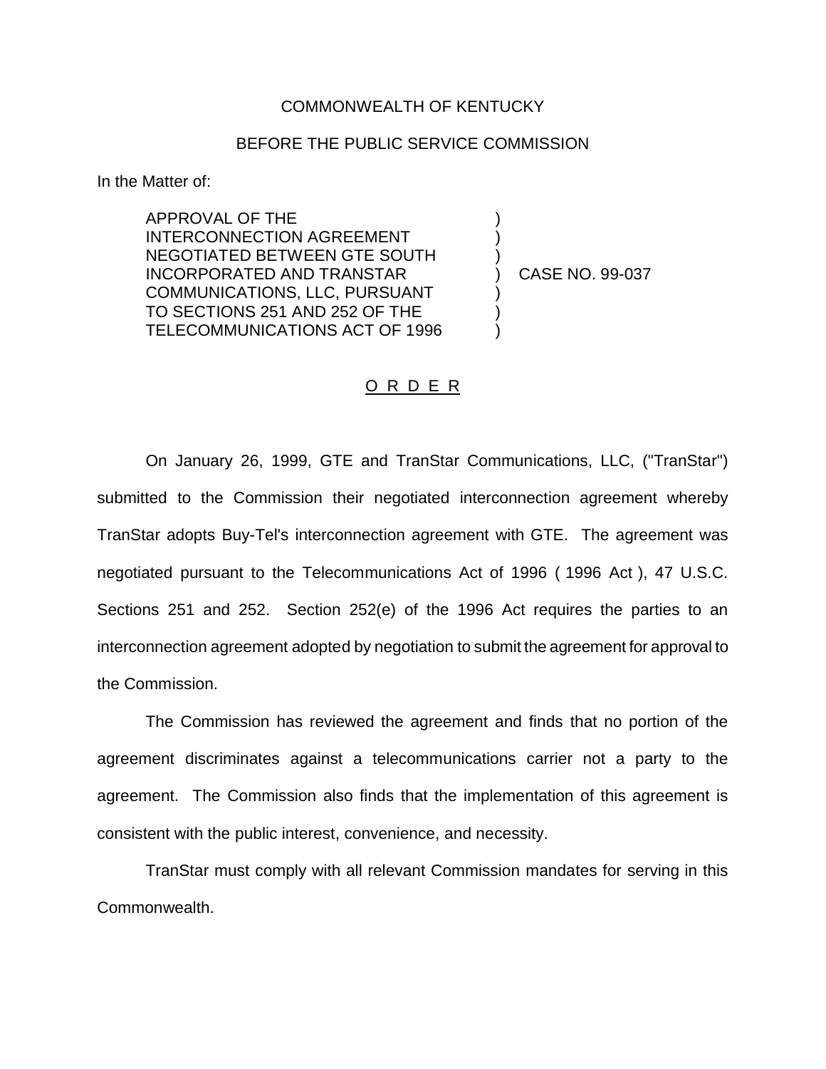COMMONWEALTH OF KENTUCKY

BEFORE THE PUBLIC SERVICE COMMISSION

In the Matter of:

| | | |
|---|---|---|
| APPROVAL OF THE INTERCONNECTION AGREEMENT NEGOTIATED BETWEEN GTE SOUTH INCORPORATED AND TRANSTAR COMMUNICATIONS, LLC, PURSUANT TO SECTIONS 251 AND 252 OF THE TELECOMMUNICATIONS ACT OF 1996 | ) | CASE NO. 99-037 |

O R D E R

On January 26, 1999, GTE and TranStar Communications, LLC, ("TranStar") submitted to the Commission their negotiated interconnection agreement whereby TranStar adopts Buy-Tel's interconnection agreement with GTE. The agreement was negotiated pursuant to the Telecommunications Act of 1996 ( 1996 Act ), 47 U.S.C. Sections 251 and 252. Section 252(e) of the 1996 Act requires the parties to an interconnection agreement adopted by negotiation to submit the agreement for approval to the Commission.

The Commission has reviewed the agreement and finds that no portion of the agreement discriminates against a telecommunications carrier not a party to the agreement. The Commission also finds that the implementation of this agreement is consistent with the public interest, convenience, and necessity.

TranStar must comply with all relevant Commission mandates for serving in this Commonwealth.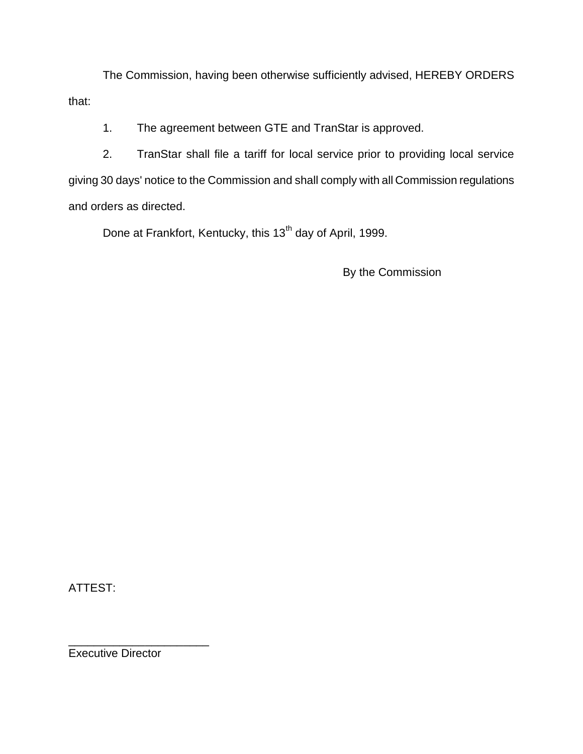The Commission, having been otherwise sufficiently advised, HEREBY ORDERS that:

1. The agreement between GTE and TranStar is approved.

2. TranStar shall file a tariff for local service prior to providing local service giving 30 days' notice to the Commission and shall comply with all Commission regulations and orders as directed.

Done at Frankfort, Kentucky, this 13th day of April, 1999.

By the Commission

ATTEST:

______________________
Executive Director